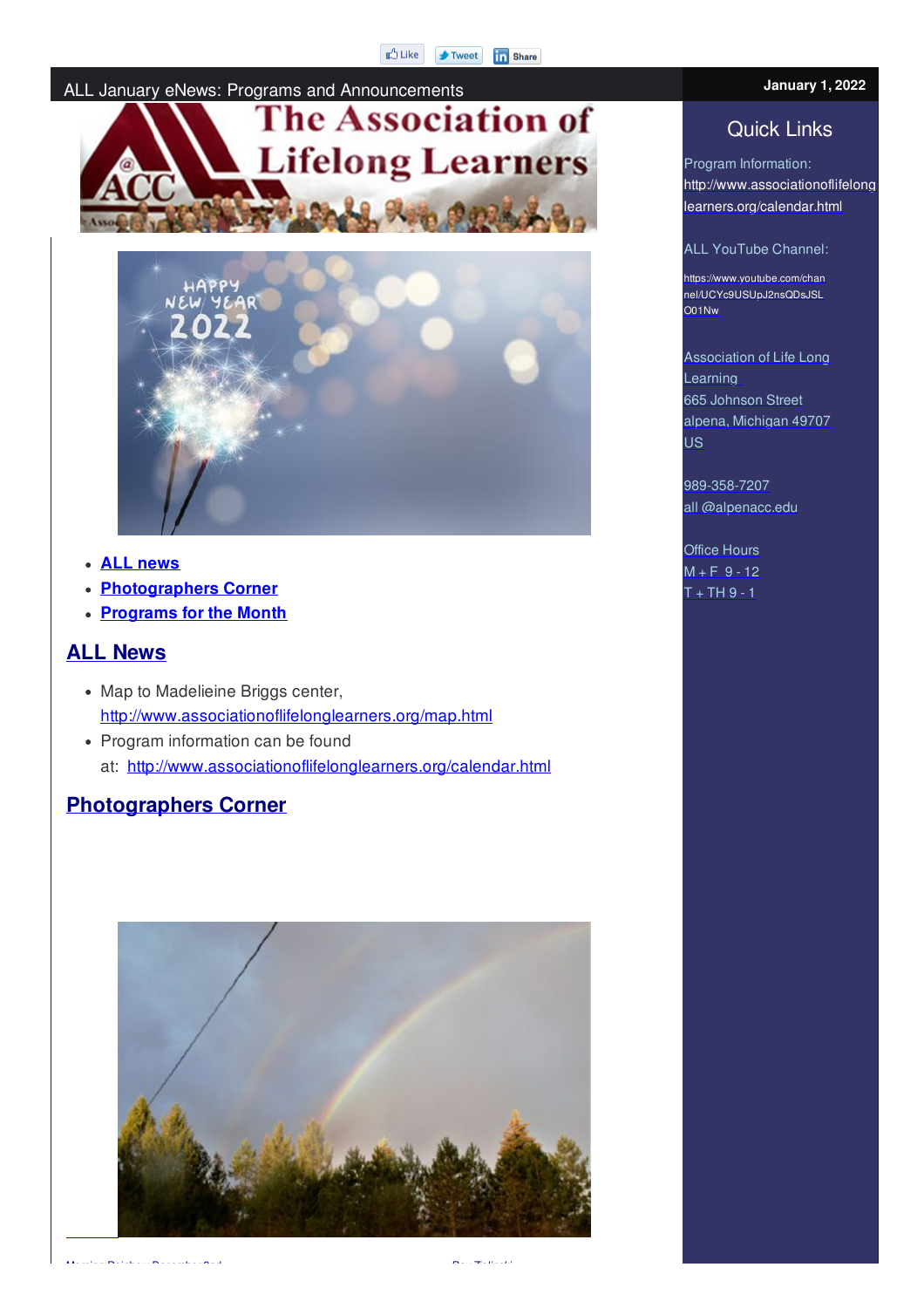ALL January eNews: Programs and Announcements

January 1, 2022

- ALL news
- Photographers Corner
- Programs for the Month

## ALL News

- Map to Madelieine Briggs center, http://www.associationoflifelonglearners.org/map.html
- Program information can be found at: http://www.associationoflifelonglearners.org/calendar.html

## Photographers Corner

## Quick Links

Program Information: http://www.associationoflifelonglearners.org/calendar.html

ALL YouTube Channel:

https://www.youtube.com/channel/UCYc9USUpJ2nsQDsJSLO01Nw

Association of Life Long Learning
665 Johnson Street
alpena, Michigan 49707
US

989-358-7207
all @alpenacc.edu

Office Hours
M + F 9 - 12
T + TH 9 - 1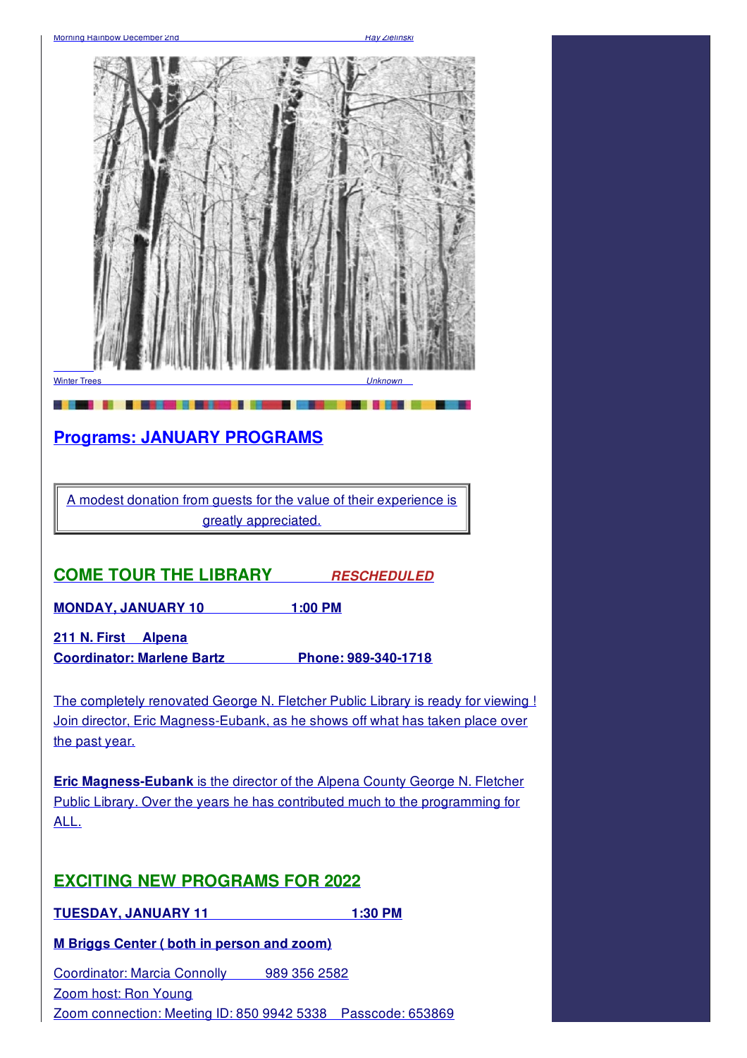Morning Rainbow December 2nd *Ray Zielinski*

Winter Trees *Unknown*

## Programs: JANUARY PROGRAMS

A modest donation from guests for the value of their experience is greatly appreciated.

### COME TOUR THE LIBRARY ***RESCHEDULED***

**MONDAY, JANUARY 10 1:00 PM**

**211 N. First Alpena**

**Coordinator: Marlene Bartz Phone: 989-340-1718**

The completely renovated George N. Fletcher Public Library is ready for viewing ! Join director, Eric Magness-Eubank, as he shows off what has taken place over the past year.

**Eric Magness-Eubank** is the director of the Alpena County George N. Fletcher Public Library. Over the years he has contributed much to the programming for ALL.

### EXCITING NEW PROGRAMS FOR 2022

**TUESDAY, JANUARY 11 1:30 PM**

**M Briggs Center ( both in person and zoom)**

Coordinator: Marcia Connolly 989 356 2582
Zoom host: Ron Young
Zoom connection: Meeting ID: 850 9942 5338 Passcode: 653869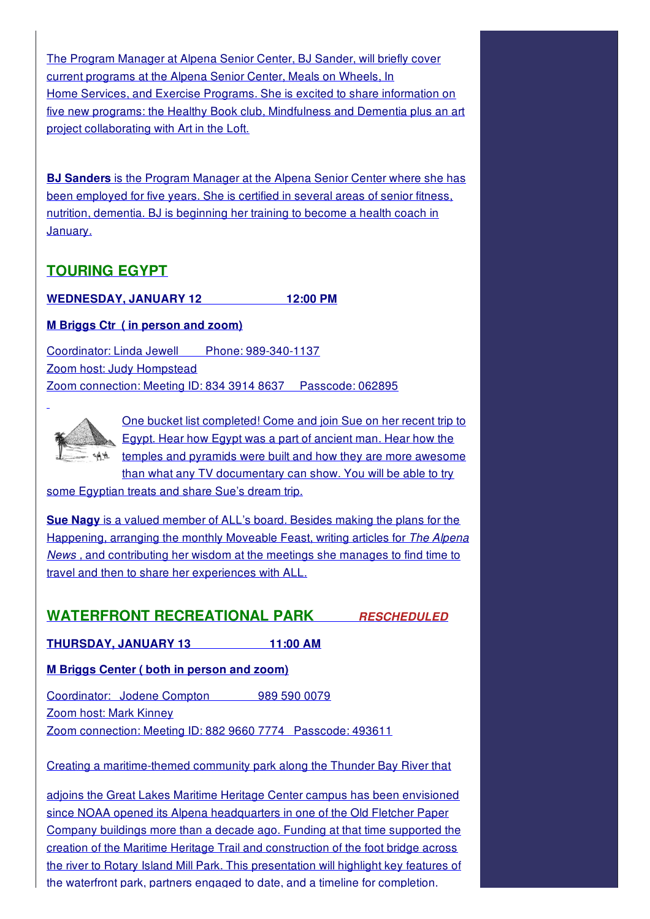The Program Manager at Alpena Senior Center, BJ Sander, will briefly cover current programs at the Alpena Senior Center, Meals on Wheels, In Home Services, and Exercise Programs. She is excited to share information on five new programs: the Healthy Book club, Mindfulness and Dementia plus an art project collaborating with Art in the Loft.

**BJ Sanders** is the Program Manager at the Alpena Senior Center where she has been employed for five years. She is certified in several areas of senior fitness, nutrition, dementia. BJ is beginning her training to become a health coach in January.

## TOURING EGYPT

**WEDNESDAY, JANUARY 12 12:00 PM**

**M Briggs Ctr ( in person and zoom)**

Coordinator: Linda Jewell Phone: 989-340-1137
Zoom host: Judy Hompstead
Zoom connection: Meeting ID: 834 3914 8637 Passcode: 062895

One bucket list completed! Come and join Sue on her recent trip to Egypt. Hear how Egypt was a part of ancient man. Hear how the temples and pyramids were built and how they are more awesome than what any TV documentary can show. You will be able to try some Egyptian treats and share Sue's dream trip.

**Sue Nagy** is a valued member of ALL's board. Besides making the plans for the Happening, arranging the monthly Moveable Feast, writing articles for *The Alpena News* , and contributing her wisdom at the meetings she manages to find time to travel and then to share her experiences with ALL.

## WATERFRONT RECREATIONAL PARK ***RESCHEDULED***

**THURSDAY, JANUARY 13 11:00 AM**

**M Briggs Center ( both in person and zoom)**

Coordinator: Jodene Compton 989 590 0079
Zoom host: Mark Kinney
Zoom connection: Meeting ID: 882 9660 7774 Passcode: 493611

Creating a maritime-themed community park along the Thunder Bay River that adjoins the Great Lakes Maritime Heritage Center campus has been envisioned since NOAA opened its Alpena headquarters in one of the Old Fletcher Paper Company buildings more than a decade ago. Funding at that time supported the creation of the Maritime Heritage Trail and construction of the foot bridge across the river to Rotary Island Mill Park. This presentation will highlight key features of the waterfront park, partners engaged to date, and a timeline for completion.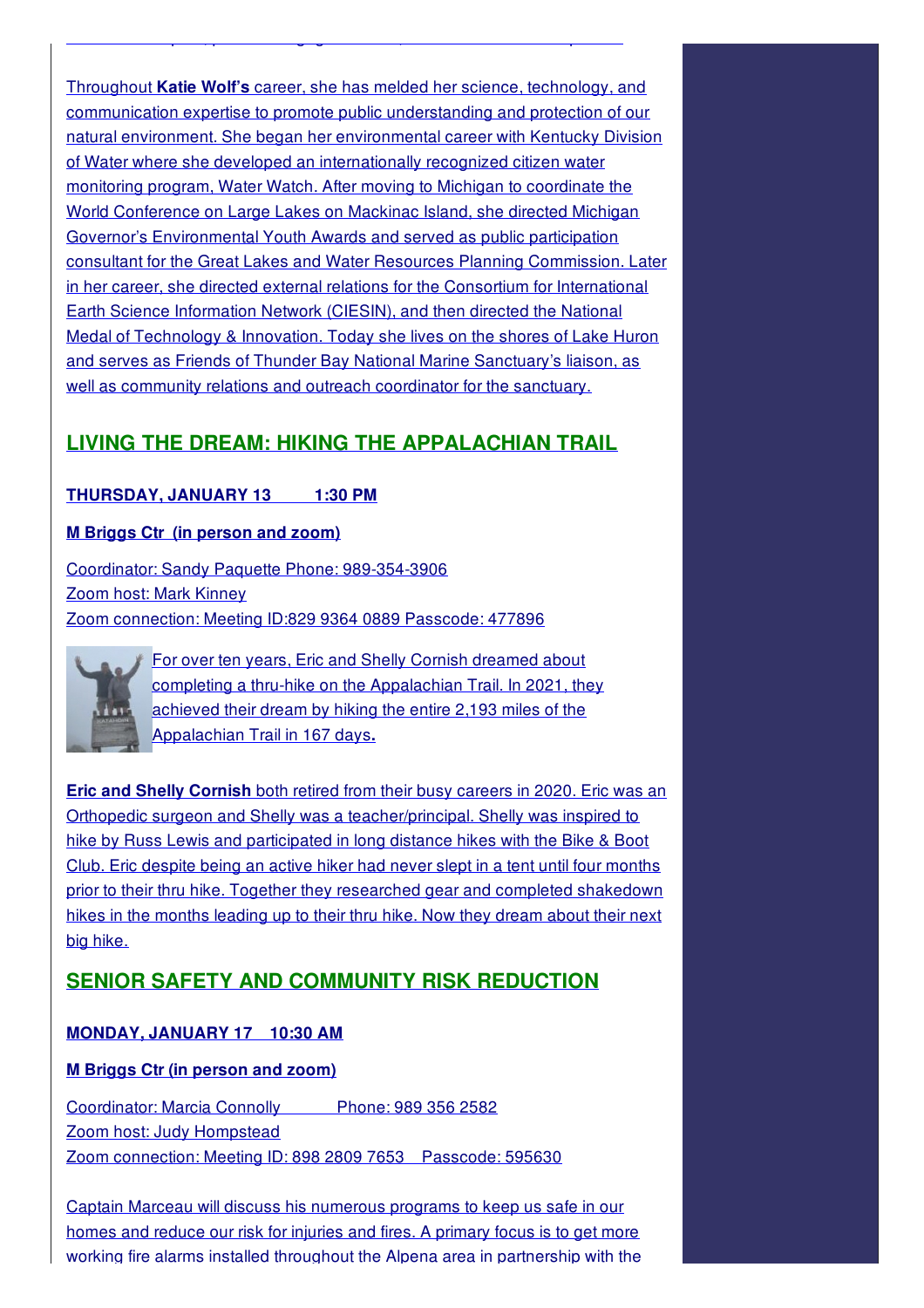Throughout **Katie Wolf's** career, she has melded her science, technology, and communication expertise to promote public understanding and protection of our natural environment. She began her environmental career with Kentucky Division of Water where she developed an internationally recognized citizen water monitoring program, Water Watch. After moving to Michigan to coordinate the World Conference on Large Lakes on Mackinac Island, she directed Michigan Governor's Environmental Youth Awards and served as public participation consultant for the Great Lakes and Water Resources Planning Commission. Later in her career, she directed external relations for the Consortium for International Earth Science Information Network (CIESIN), and then directed the National Medal of Technology & Innovation. Today she lives on the shores of Lake Huron and serves as Friends of Thunder Bay National Marine Sanctuary's liaison, as well as community relations and outreach coordinator for the sanctuary.

## LIVING THE DREAM: HIKING THE APPALACHIAN TRAIL

**THURSDAY, JANUARY 13 1:30 PM**

**M Briggs Ctr (in person and zoom)**

Coordinator: Sandy Paquette Phone: 989-354-3906
Zoom host: Mark Kinney
Zoom connection: Meeting ID:829 9364 0889 Passcode: 477896

For over ten years, Eric and Shelly Cornish dreamed about completing a thru-hike on the Appalachian Trail. In 2021, they achieved their dream by hiking the entire 2,193 miles of the Appalachian Trail in 167 days**.**

**Eric and Shelly Cornish** both retired from their busy careers in 2020. Eric was an Orthopedic surgeon and Shelly was a teacher/principal. Shelly was inspired to hike by Russ Lewis and participated in long distance hikes with the Bike & Boot Club. Eric despite being an active hiker had never slept in a tent until four months prior to their thru hike. Together they researched gear and completed shakedown hikes in the months leading up to their thru hike. Now they dream about their next big hike.

## SENIOR SAFETY AND COMMUNITY RISK REDUCTION

**MONDAY, JANUARY 17 10:30 AM**

**M Briggs Ctr (in person and zoom)**

Coordinator: Marcia Connolly Phone: 989 356 2582
Zoom host: Judy Hompstead
Zoom connection: Meeting ID: 898 2809 7653 Passcode: 595630

Captain Marceau will discuss his numerous programs to keep us safe in our homes and reduce our risk for injuries and fires. A primary focus is to get more working fire alarms installed throughout the Alpena area in partnership with the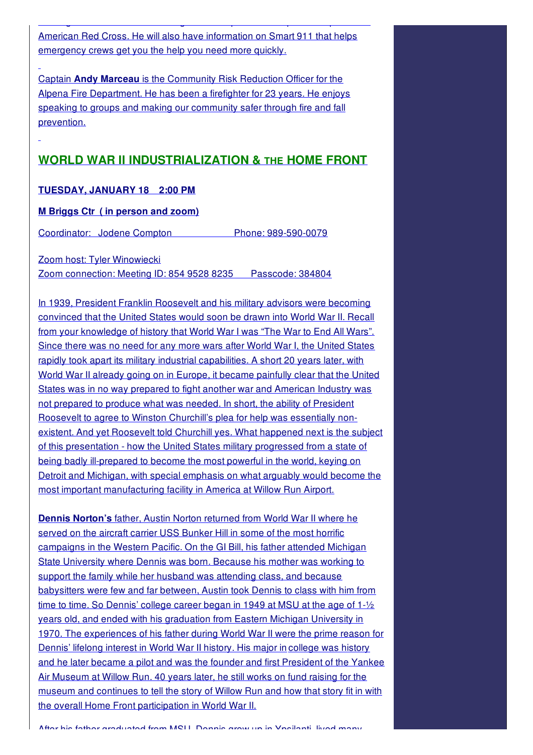American Red Cross. He will also have information on Smart 911 that helps emergency crews get you the help you need more quickly.

Captain **Andy Marceau** is the Community Risk Reduction Officer for the Alpena Fire Department. He has been a firefighter for 23 years. He enjoys speaking to groups and making our community safer through fire and fall prevention.

## WORLD WAR II INDUSTRIALIZATION & THE HOME FRONT

**TUESDAY, JANUARY 18 2:00 PM**

**M Briggs Ctr ( in person and zoom)**

Coordinator: Jodene Compton Phone: 989-590-0079

Zoom host: Tyler Winowiecki
Zoom connection: Meeting ID: 854 9528 8235 Passcode: 384804

In 1939, President Franklin Roosevelt and his military advisors were becoming convinced that the United States would soon be drawn into World War II. Recall from your knowledge of history that World War I was "The War to End All Wars". Since there was no need for any more wars after World War I, the United States rapidly took apart its military industrial capabilities. A short 20 years later, with World War II already going on in Europe, it became painfully clear that the United States was in no way prepared to fight another war and American Industry was not prepared to produce what was needed. In short, the ability of President Roosevelt to agree to Winston Churchill's plea for help was essentially non-existent. And yet Roosevelt told Churchill yes. What happened next is the subject of this presentation - how the United States military progressed from a state of being badly ill-prepared to become the most powerful in the world, keying on Detroit and Michigan, with special emphasis on what arguably would become the most important manufacturing facility in America at Willow Run Airport.

**Dennis Norton's** father, Austin Norton returned from World War II where he served on the aircraft carrier USS Bunker Hill in some of the most horrific campaigns in the Western Pacific. On the GI Bill, his father attended Michigan State University where Dennis was born. Because his mother was working to support the family while her husband was attending class, and because babysitters were few and far between, Austin took Dennis to class with him from time to time. So Dennis' college career began in 1949 at MSU at the age of 1-½ years old, and ended with his graduation from Eastern Michigan University in 1970. The experiences of his father during World War II were the prime reason for Dennis' lifelong interest in World War II history. His major in college was history and he later became a pilot and was the founder and first President of the Yankee Air Museum at Willow Run. 40 years later, he still works on fund raising for the museum and continues to tell the story of Willow Run and how that story fit in with the overall Home Front participation in World War II.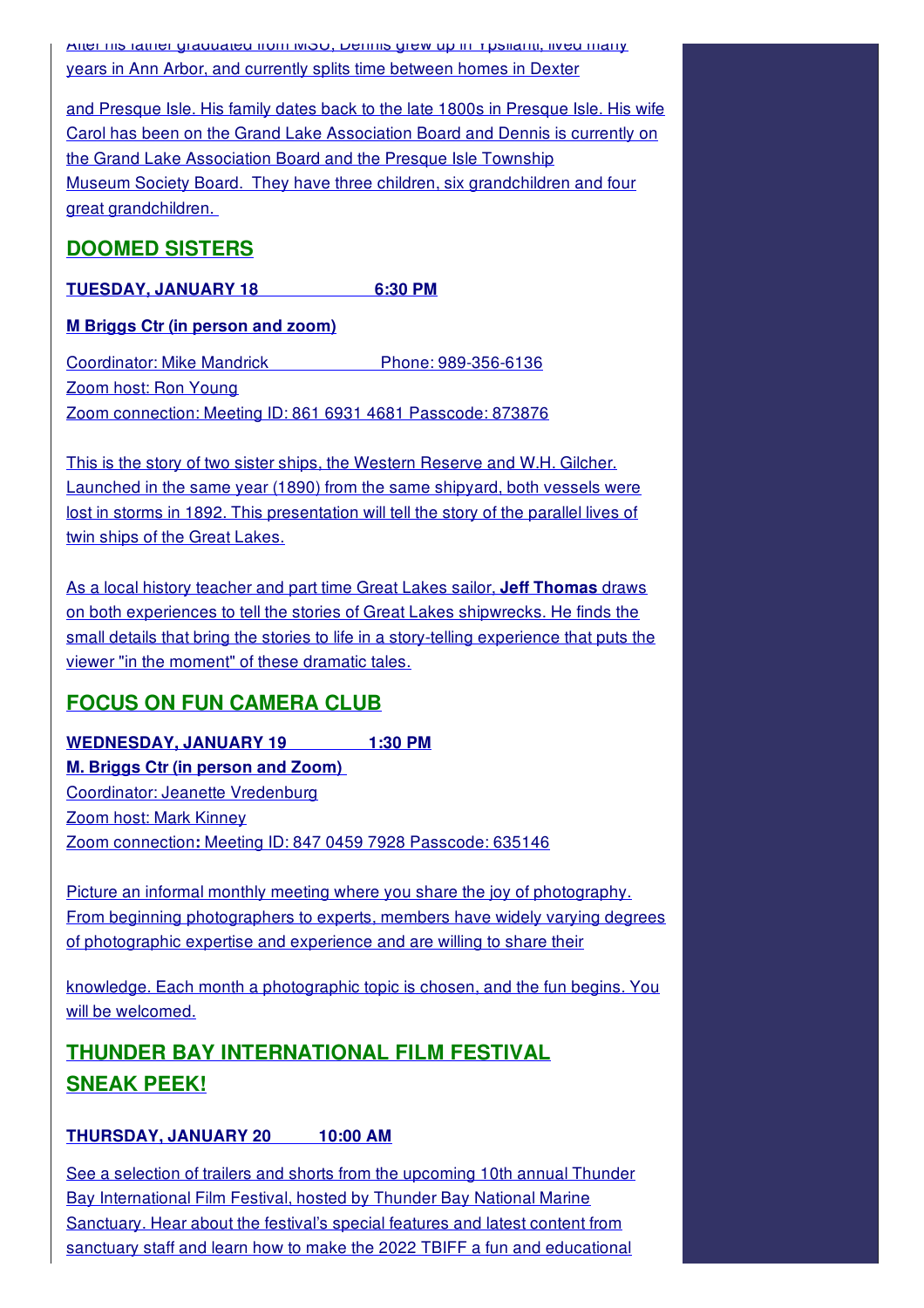After his father graduated from MSU, Dennis grew up in Ypsilanti, lived many years in Ann Arbor, and currently splits time between homes in Dexter

and Presque Isle. His family dates back to the late 1800s in Presque Isle. His wife Carol has been on the Grand Lake Association Board and Dennis is currently on the Grand Lake Association Board and the Presque Isle Township Museum Society Board. They have three children, six grandchildren and four great grandchildren.

## DOOMED SISTERS

**TUESDAY, JANUARY 18 6:30 PM**

**M Briggs Ctr (in person and zoom)**

Coordinator: Mike Mandrick Phone: 989-356-6136
Zoom host: Ron Young
Zoom connection: Meeting ID: 861 6931 4681 Passcode: 873876

This is the story of two sister ships, the Western Reserve and W.H. Gilcher. Launched in the same year (1890) from the same shipyard, both vessels were lost in storms in 1892. This presentation will tell the story of the parallel lives of twin ships of the Great Lakes.

As a local history teacher and part time Great Lakes sailor, **Jeff Thomas** draws on both experiences to tell the stories of Great Lakes shipwrecks. He finds the small details that bring the stories to life in a story-telling experience that puts the viewer "in the moment" of these dramatic tales.

## FOCUS ON FUN CAMERA CLUB

**WEDNESDAY, JANUARY 19 1:30 PM**
**M. Briggs Ctr (in person and Zoom)**
Coordinator: Jeanette Vredenburg
Zoom host: Mark Kinney
Zoom connection**:** Meeting ID: 847 0459 7928 Passcode: 635146

Picture an informal monthly meeting where you share the joy of photography. From beginning photographers to experts, members have widely varying degrees of photographic expertise and experience and are willing to share their

knowledge. Each month a photographic topic is chosen, and the fun begins. You will be welcomed.

## THUNDER BAY INTERNATIONAL FILM FESTIVAL SNEAK PEEK!

**THURSDAY, JANUARY 20 10:00 AM**

See a selection of trailers and shorts from the upcoming 10th annual Thunder Bay International Film Festival, hosted by Thunder Bay National Marine Sanctuary. Hear about the festival's special features and latest content from sanctuary staff and learn how to make the 2022 TBIFF a fun and educational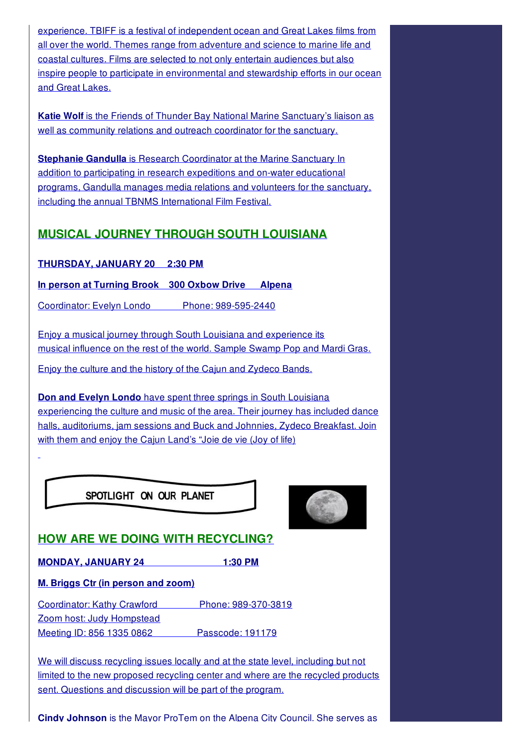experience. TBIFF is a festival of independent ocean and Great Lakes films from all over the world. Themes range from adventure and science to marine life and coastal cultures. Films are selected to not only entertain audiences but also inspire people to participate in environmental and stewardship efforts in our ocean and Great Lakes.

**Katie Wolf** is the Friends of Thunder Bay National Marine Sanctuary's liaison as well as community relations and outreach coordinator for the sanctuary.

**Stephanie Gandulla** is Research Coordinator at the Marine Sanctuary In addition to participating in research expeditions and on-water educational programs, Gandulla manages media relations and volunteers for the sanctuary, including the annual TBNMS International Film Festival.

## MUSICAL JOURNEY THROUGH SOUTH LOUISIANA

**THURSDAY, JANUARY 20    2:30 PM**

**In person at Turning Brook   300 Oxbow Drive    Alpena**

Coordinator: Evelyn Londo    Phone: 989-595-2440

Enjoy a musical journey through South Louisiana and experience its musical influence on the rest of the world. Sample Swamp Pop and Mardi Gras.

Enjoy the culture and the history of the Cajun and Zydeco Bands.

**Don and Evelyn Londo** have spent three springs in South Louisiana experiencing the culture and music of the area. Their journey has included dance halls, auditoriums, jam sessions and Buck and Johnnies, Zydeco Breakfast. Join with them and enjoy the Cajun Land's "Joie de vie (Joy of life)

SPOTLIGHT ON OUR PLANET

## HOW ARE WE DOING WITH RECYCLING?

**MONDAY, JANUARY 24    1:30 PM**

**M. Briggs Ctr (in person and zoom)**

Coordinator: Kathy Crawford    Phone: 989-370-3819
Zoom host: Judy Hompstead
Meeting ID: 856 1335 0862    Passcode: 191179

We will discuss recycling issues locally and at the state level, including but not limited to the new proposed recycling center and where are the recycled products sent. Questions and discussion will be part of the program.

**Cindy Johnson** is the Mayor ProTem on the Alpena City Council. She serves as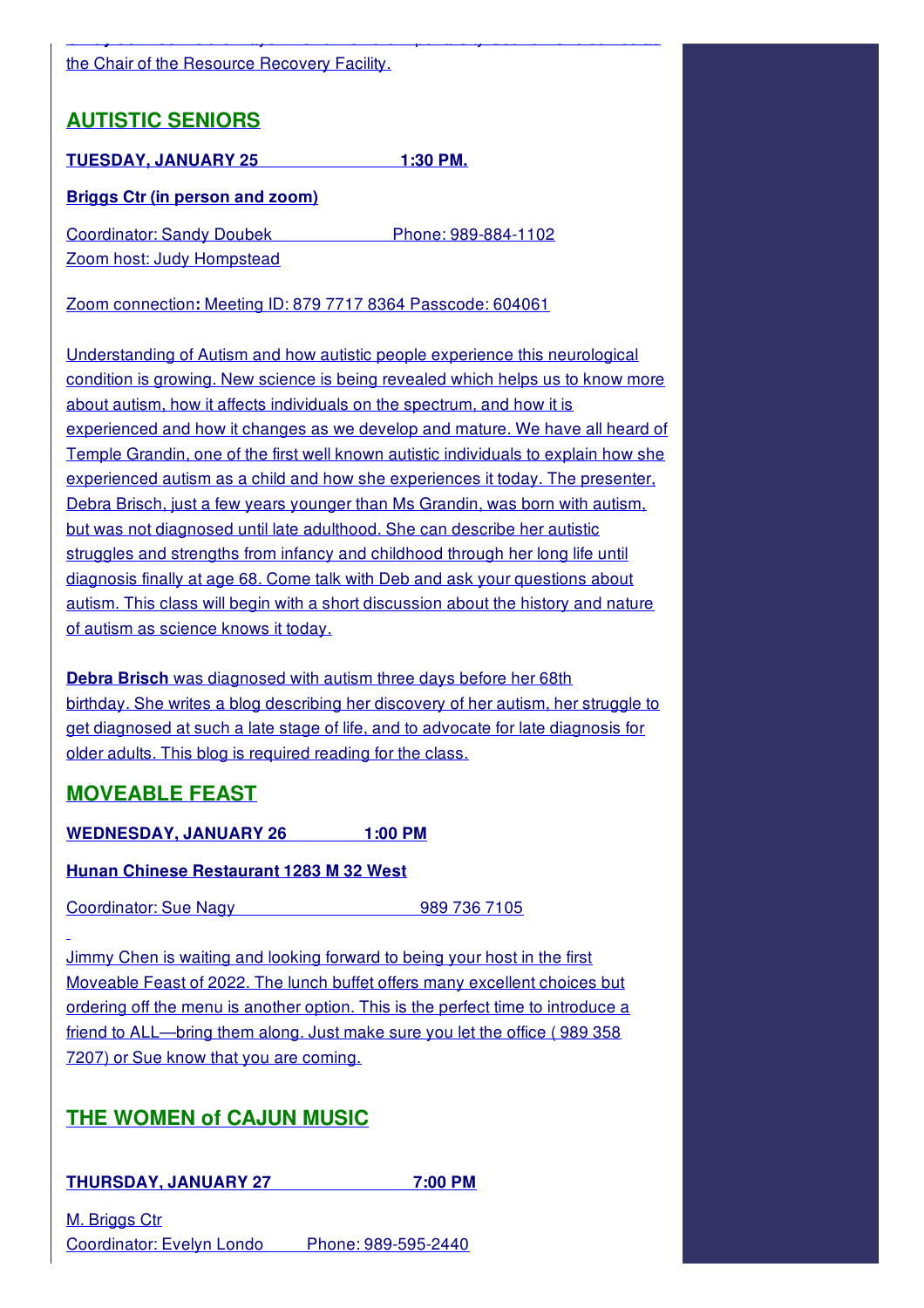the Chair of the Resource Recovery Facility.

## AUTISTIC SENIORS

**TUESDAY, JANUARY 25 1:30 PM.**

**Briggs Ctr (in person and zoom)**

Coordinator: Sandy Doubek Phone: 989-884-1102
Zoom host: Judy Hompstead

Zoom connection**:** Meeting ID: 879 7717 8364 Passcode: 604061

Understanding of Autism and how autistic people experience this neurological condition is growing. New science is being revealed which helps us to know more about autism, how it affects individuals on the spectrum, and how it is experienced and how it changes as we develop and mature. We have all heard of Temple Grandin, one of the first well known autistic individuals to explain how she experienced autism as a child and how she experiences it today. The presenter, Debra Brisch, just a few years younger than Ms Grandin, was born with autism, but was not diagnosed until late adulthood. She can describe her autistic struggles and strengths from infancy and childhood through her long life until diagnosis finally at age 68. Come talk with Deb and ask your questions about autism. This class will begin with a short discussion about the history and nature of autism as science knows it today.

**Debra Brisch** was diagnosed with autism three days before her 68th birthday. She writes a blog describing her discovery of her autism, her struggle to get diagnosed at such a late stage of life, and to advocate for late diagnosis for older adults. This blog is required reading for the class.

## MOVEABLE FEAST

**WEDNESDAY, JANUARY 26 1:00 PM**

**Hunan Chinese Restaurant 1283 M 32 West**

Coordinator: Sue Nagy 989 736 7105

Jimmy Chen is waiting and looking forward to being your host in the first Moveable Feast of 2022. The lunch buffet offers many excellent choices but ordering off the menu is another option. This is the perfect time to introduce a friend to ALL—bring them along. Just make sure you let the office ( 989 358 7207) or Sue know that you are coming.

## THE WOMEN of CAJUN MUSIC

**THURSDAY, JANUARY 27 7:00 PM**

M. Briggs Ctr
Coordinator: Evelyn Londo Phone: 989-595-2440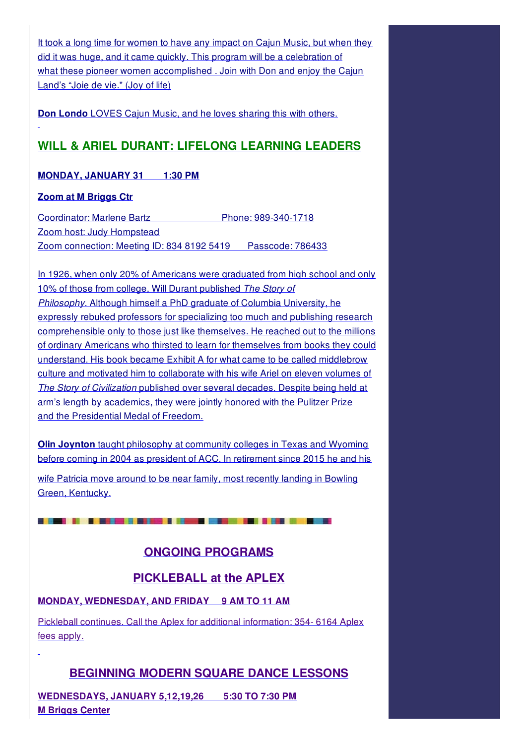It took a long time for women to have any impact on Cajun Music, but when they did it was huge, and it came quickly. This program will be a celebration of what these pioneer women accomplished . Join with Don and enjoy the Cajun Land's "Joie de vie." (Joy of life)

**Don Londo** LOVES Cajun Music, and he loves sharing this with others.

## WILL & ARIEL DURANT: LIFELONG LEARNING LEADERS

**MONDAY, JANUARY 31 1:30 PM**

**Zoom at M Briggs Ctr**

Coordinator: Marlene Bartz Phone: 989-340-1718
Zoom host: Judy Hompstead
Zoom connection: Meeting ID: 834 8192 5419 Passcode: 786433

In 1926, when only 20% of Americans were graduated from high school and only 10% of those from college, Will Durant published *The Story of Philosophy*. Although himself a PhD graduate of Columbia University, he expressly rebuked professors for specializing too much and publishing research comprehensible only to those just like themselves. He reached out to the millions of ordinary Americans who thirsted to learn for themselves from books they could understand. His book became Exhibit A for what came to be called middlebrow culture and motivated him to collaborate with his wife Ariel on eleven volumes of *The Story of Civilization* published over several decades. Despite being held at arm's length by academics, they were jointly honored with the Pulitzer Prize and the Presidential Medal of Freedom.

**Olin Joynton** taught philosophy at community colleges in Texas and Wyoming before coming in 2004 as president of ACC. In retirement since 2015 he and his wife Patricia move around to be near family, most recently landing in Bowling Green, Kentucky.

## ONGOING PROGRAMS

## PICKLEBALL at the APLEX

**MONDAY, WEDNESDAY, AND FRIDAY 9 AM TO 11 AM**

Pickleball continues. Call the Aplex for additional information: 354- 6164 Aplex fees apply.

## BEGINNING MODERN SQUARE DANCE LESSONS

**WEDNESDAYS, JANUARY 5,12,19,26 5:30 TO 7:30 PM**
**M Briggs Center**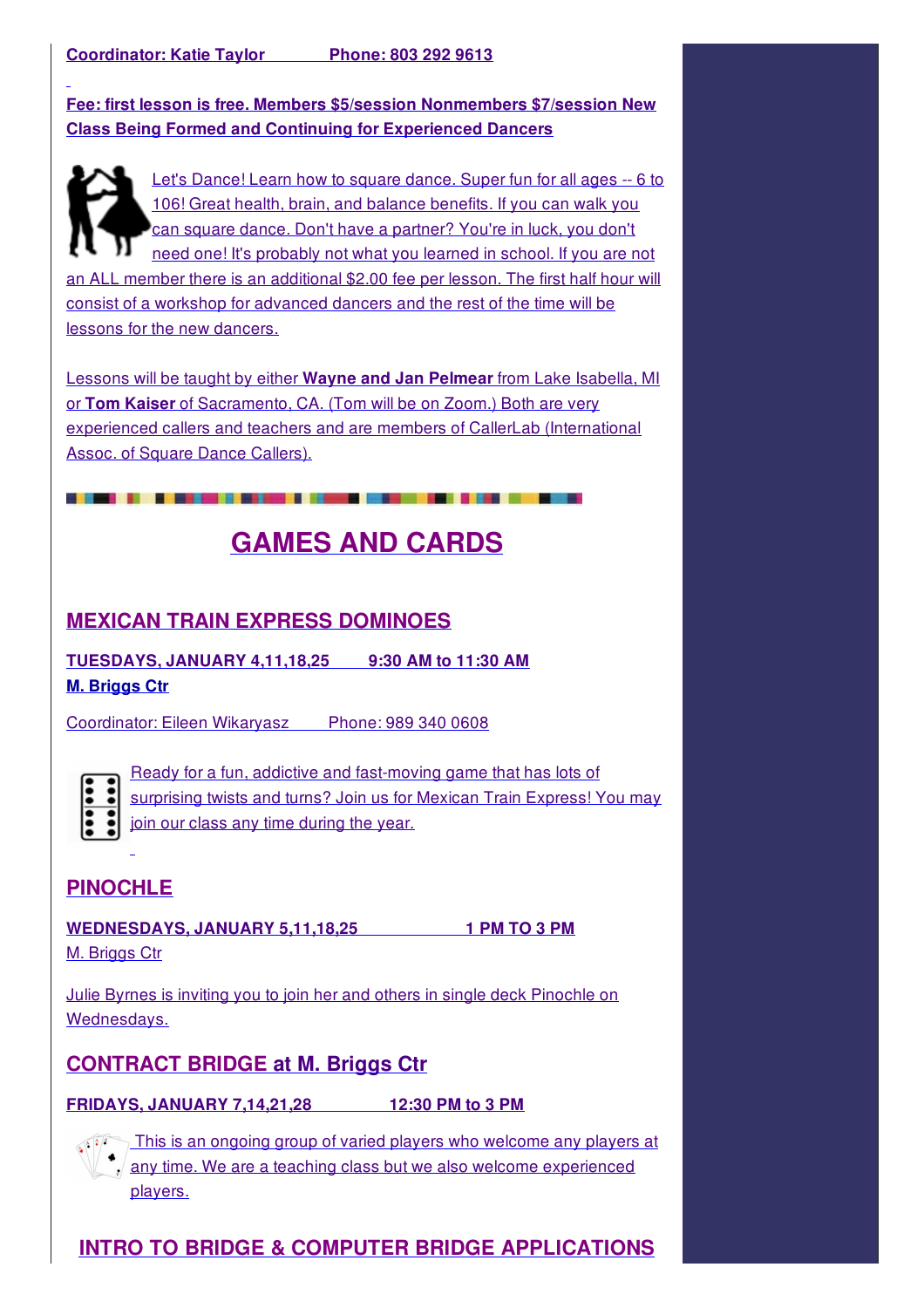**Coordinator: Katie Taylor Phone: 803 292 9613**

**Fee: first lesson is free. Members $5/session Nonmembers $7/session New Class Being Formed and Continuing for Experienced Dancers**

Let's Dance! Learn how to square dance. Super fun for all ages -- 6 to 106! Great health, brain, and balance benefits. If you can walk you can square dance. Don't have a partner? You're in luck, you don't need one! It's probably not what you learned in school. If you are not an ALL member there is an additional $2.00 fee per lesson. The first half hour will consist of a workshop for advanced dancers and the rest of the time will be lessons for the new dancers.

Lessons will be taught by either **Wayne and Jan Pelmear** from Lake Isabella, MI or **Tom Kaiser** of Sacramento, CA. (Tom will be on Zoom.) Both are very experienced callers and teachers and are members of CallerLab (International Assoc. of Square Dance Callers).

# GAMES AND CARDS

## MEXICAN TRAIN EXPRESS DOMINOES

**TUESDAYS, JANUARY 4,11,18,25 9:30 AM to 11:30 AM**
**M. Briggs Ctr**

Coordinator: Eileen Wikaryasz Phone: 989 340 0608

Ready for a fun, addictive and fast-moving game that has lots of surprising twists and turns? Join us for Mexican Train Express! You may join our class any time during the year.

## PINOCHLE

**WEDNESDAYS, JANUARY 5,11,18,25 1 PM TO 3 PM**
M. Briggs Ctr

Julie Byrnes is inviting you to join her and others in single deck Pinochle on Wednesdays.

## CONTRACT BRIDGE at M. Briggs Ctr

**FRIDAYS, JANUARY 7,14,21,28 12:30 PM to 3 PM**

This is an ongoing group of varied players who welcome any players at any time. We are a teaching class but we also welcome experienced players.

## INTRO TO BRIDGE & COMPUTER BRIDGE APPLICATIONS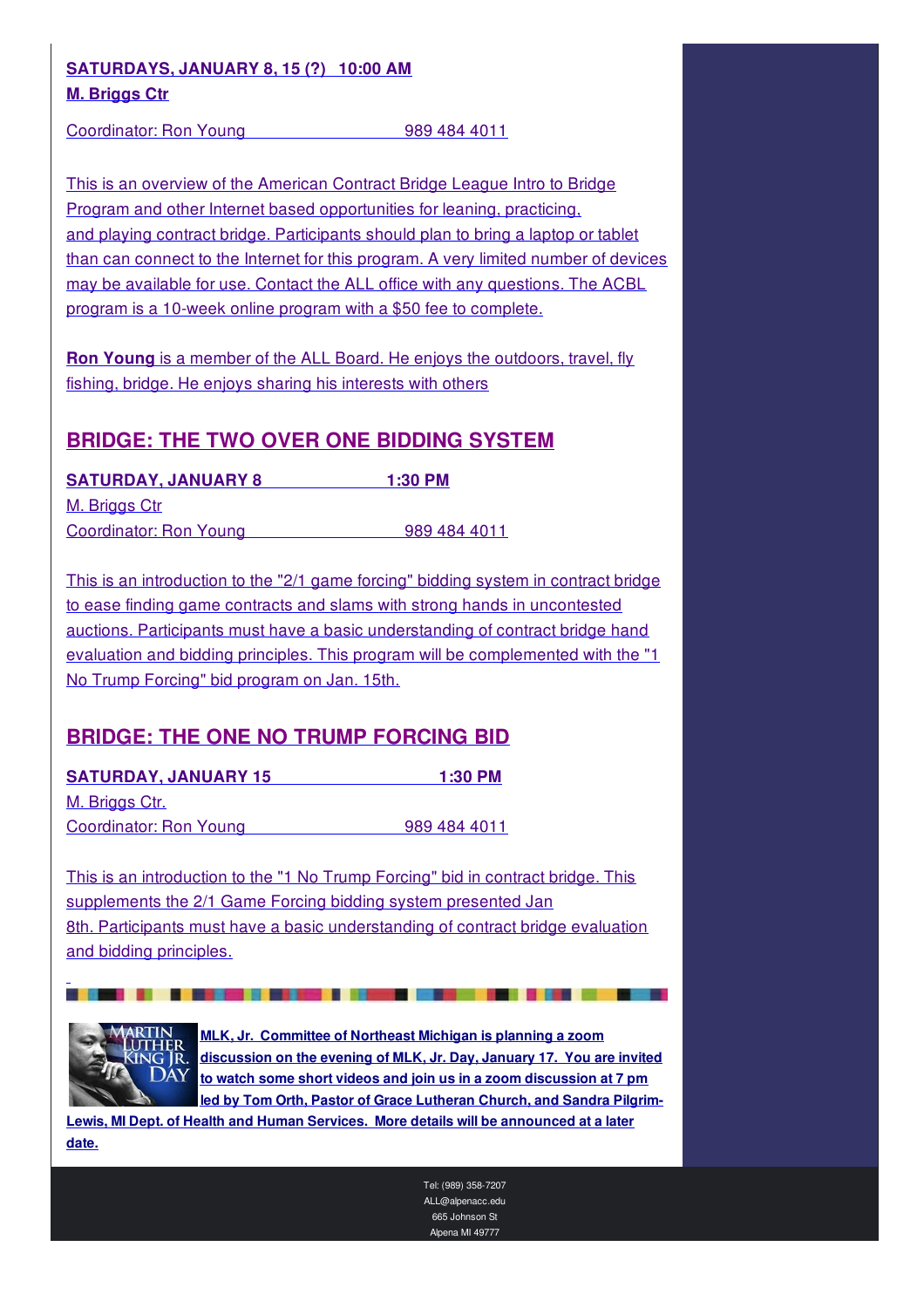**SATURDAYS, JANUARY 8, 15 (?) 10:00 AM**
**M. Briggs Ctr**

Coordinator: Ron Young 989 484 4011

This is an overview of the American Contract Bridge League Intro to Bridge Program and other Internet based opportunities for leaning, practicing, and playing contract bridge. Participants should plan to bring a laptop or tablet than can connect to the Internet for this program. A very limited number of devices may be available for use. Contact the ALL office with any questions. The ACBL program is a 10-week online program with a $50 fee to complete.

**Ron Young** is a member of the ALL Board. He enjoys the outdoors, travel, fly fishing, bridge. He enjoys sharing his interests with others

## BRIDGE: THE TWO OVER ONE BIDDING SYSTEM

**SATURDAY, JANUARY 8 1:30 PM**
M. Briggs Ctr
Coordinator: Ron Young 989 484 4011

This is an introduction to the "2/1 game forcing" bidding system in contract bridge to ease finding game contracts and slams with strong hands in uncontested auctions. Participants must have a basic understanding of contract bridge hand evaluation and bidding principles. This program will be complemented with the "1 No Trump Forcing" bid program on Jan. 15th.

## BRIDGE: THE ONE NO TRUMP FORCING BID

**SATURDAY, JANUARY 15 1:30 PM**
M. Briggs Ctr.
Coordinator: Ron Young 989 484 4011

This is an introduction to the "1 No Trump Forcing" bid in contract bridge. This supplements the 2/1 Game Forcing bidding system presented Jan 8th. Participants must have a basic understanding of contract bridge evaluation and bidding principles.

**MLK, Jr. Committee of Northeast Michigan is planning a zoom discussion on the evening of MLK, Jr. Day, January 17. You are invited to watch some short videos and join us in a zoom discussion at 7 pm led by Tom Orth, Pastor of Grace Lutheran Church, and Sandra Pilgrim-Lewis, MI Dept. of Health and Human Services. More details will be announced at a later date.**

Tel: (989) 358-7207
ALL@alpenacc.edu
665 Johnson St
Alpena MI 49777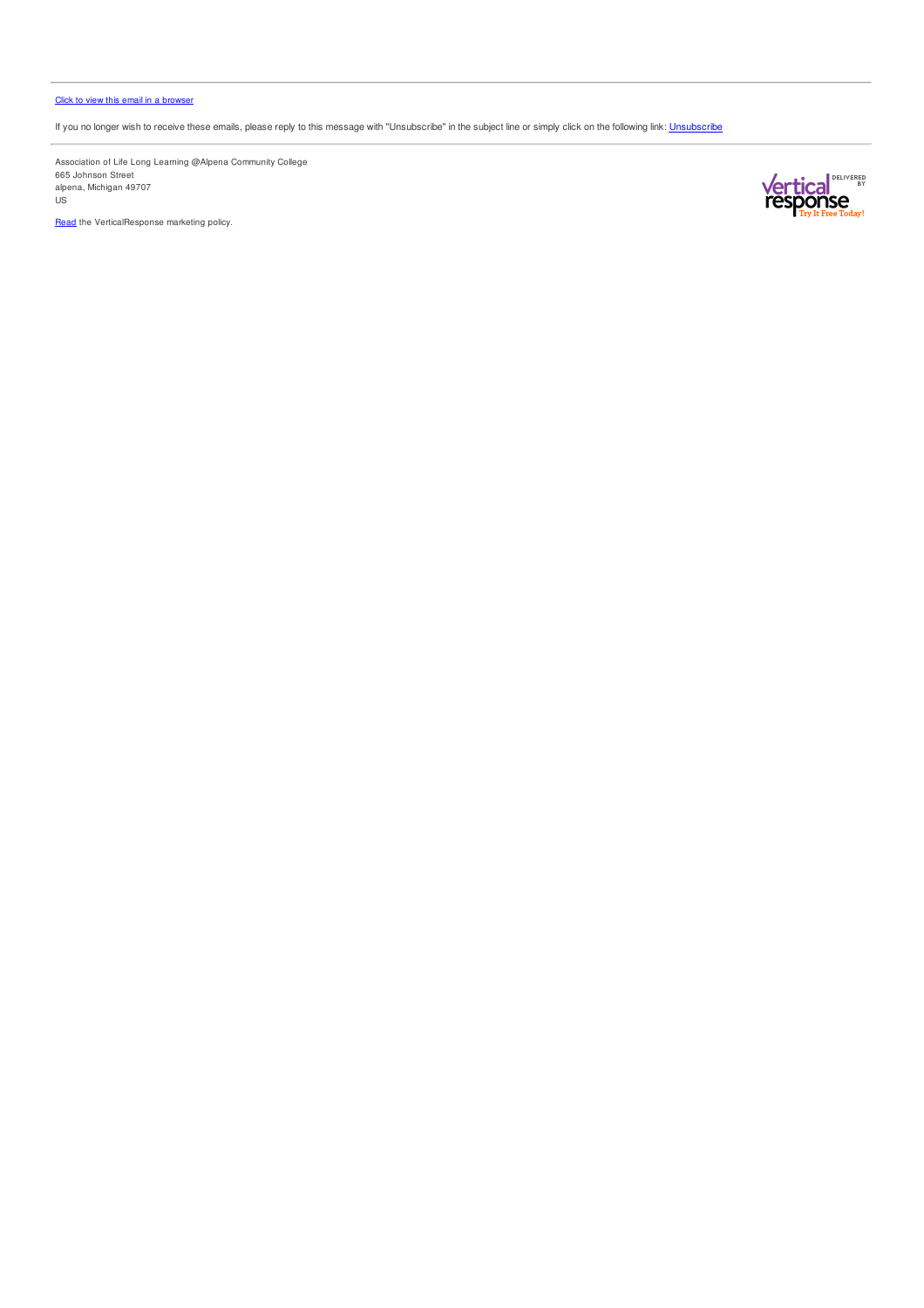---

Click to view this email in a browser

If you no longer wish to receive these emails, please reply to this message with "Unsubscribe" in the subject line or simply click on the following link: Unsubscribe

---

Association of Life Long Learning @Alpena Community College
665 Johnson Street
alpena, Michigan 49707
US

Read the VerticalResponse marketing policy.

Vertical response DELIVERED BY Try It Free Today!